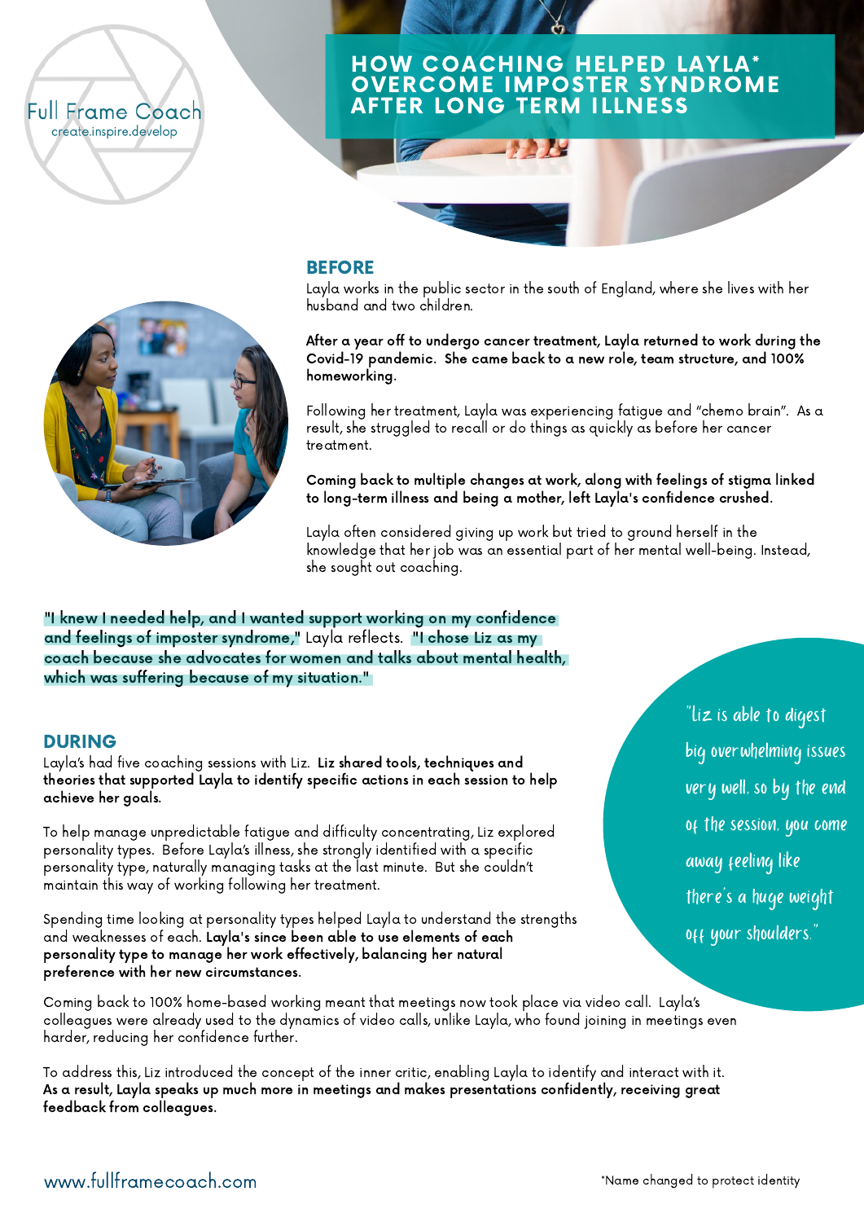Full Frame Coach
create.inspire.develop

# HOW COACHING HELPED LAYLA* OVERCOME IMPOSTER SYNDROME AFTER LONG TERM ILLNESS

## BEFORE

Layla works in the public sector in the south of England, where she lives with her husband and two children.

**After a year off to undergo cancer treatment, Layla returned to work during the Covid-19 pandemic. She came back to a new role, team structure, and 100% homeworking.**

Following her treatment, Layla was experiencing fatigue and "chemo brain". As a result, she struggled to recall or do things as quickly as before her cancer treatment.

**Coming back to multiple changes at work, along with feelings of stigma linked to long-term illness and being a mother, left Layla's confidence crushed.**

Layla often considered giving up work but tried to ground herself in the knowledge that her job was an essential part of her mental well-being. Instead, she sought out coaching.

**"I knew I needed help, and I wanted support working on my confidence and feelings of imposter syndrome,"** Layla reflects. **"I chose Liz as my coach because she advocates for women and talks about mental health, which was suffering because of my situation."**

## DURING

Layla's had five coaching sessions with Liz. **Liz shared tools, techniques and theories that supported Layla to identify specific actions in each session to help achieve her goals.**

To help manage unpredictable fatigue and difficulty concentrating, Liz explored personality types. Before Layla's illness, she strongly identified with a specific personality type, naturally managing tasks at the last minute. But she couldn't maintain this way of working following her treatment.

Spending time looking at personality types helped Layla to understand the strengths and weaknesses of each. **Layla's since been able to use elements of each personality type to manage her work effectively, balancing her natural preference with her new circumstances.**

*"Liz is able to digest big overwhelming issues very well, so by the end of the session, you come away feeling like there's a huge weight off your shoulders."*

Coming back to 100% home-based working meant that meetings now took place via video call. Layla's colleagues were already used to the dynamics of video calls, unlike Layla, who found joining in meetings even harder, reducing her confidence further.

To address this, Liz introduced the concept of the inner critic, enabling Layla to identify and interact with it. **As a result, Layla speaks up much more in meetings and makes presentations confidently, receiving great feedback from colleagues.**

www.fullframecoach.com

*Name changed to protect identity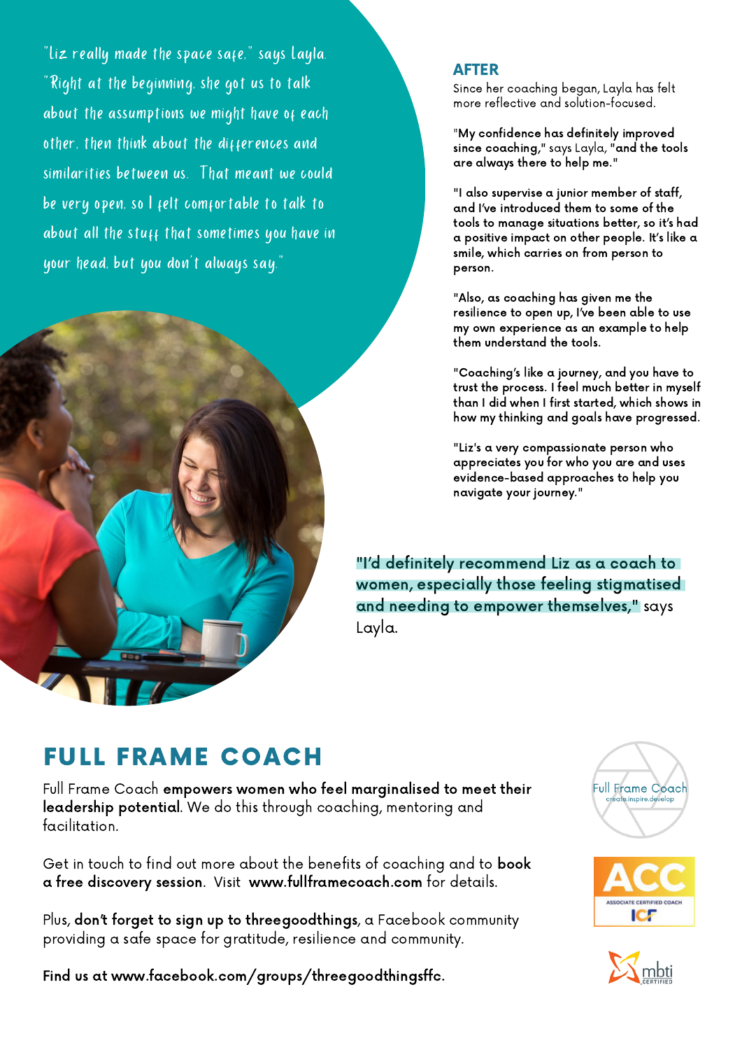"Liz really made the space safe," says Layla. "Right at the beginning, she got us to talk about the assumptions we might have of each other, then think about the differences and similarities between us. That meant we could be very open, so I felt comfortable to talk to about all the stuff that sometimes you have in your head, but you don't always say."

## AFTER

Since her coaching began, Layla has felt more reflective and solution-focused.

"My confidence has definitely improved since coaching," says Layla, "and the tools are always there to help me."

"I also supervise a junior member of staff, and I've introduced them to some of the tools to manage situations better, so it's had a positive impact on other people. It's like a smile, which carries on from person to person.

"Also, as coaching has given me the resilience to open up, I've been able to use my own experience as an example to help them understand the tools.

"Coaching's like a journey, and you have to trust the process. I feel much better in myself than I did when I first started, which shows in how my thinking and goals have progressed.

"Liz's a very compassionate person who appreciates you for who you are and uses evidence-based approaches to help you navigate your journey."

**"I'd definitely recommend Liz as a coach to women, especially those feeling stigmatised and needing to empower themselves,"** says Layla.

# FULL FRAME COACH

Full Frame Coach **empowers women who feel marginalised to meet their leadership potential**. We do this through coaching, mentoring and facilitation.

Get in touch to find out more about the benefits of coaching and to **book a free discovery session**. Visit **www.fullframecoach.com** for details.

Plus, **don't forget to sign up to threegoodthings**, a Facebook community providing a safe space for gratitude, resilience and community.

**Find us at www.facebook.com/groups/threegoodthingsffc.**

Full Frame Coach
create.inspire.develop

ACC
ASSOCIATE CERTIFIED COACH
ICF

mbti
CERTIFIED